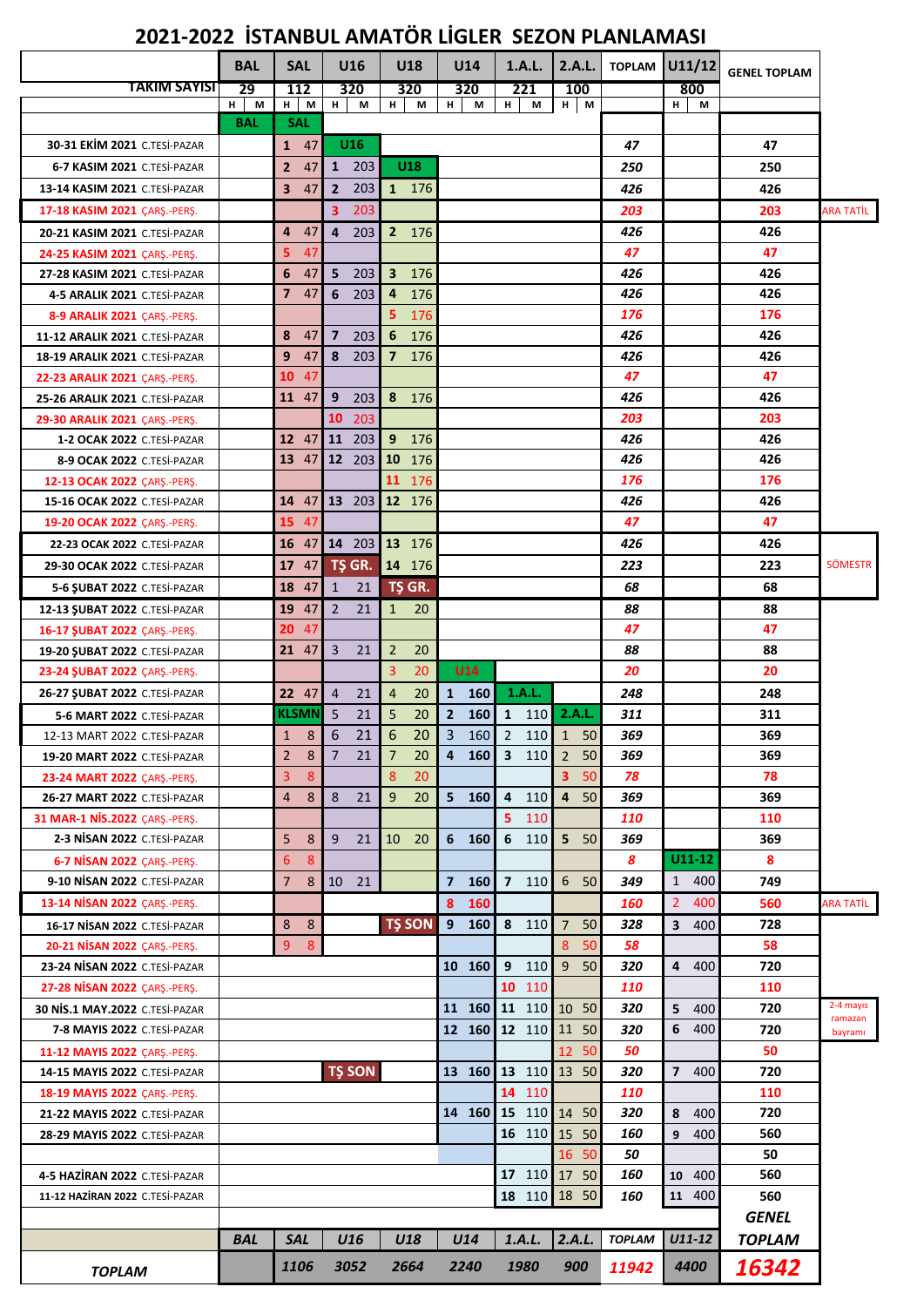# 2021-2022 İSTANBUL AMATÖR LİGLER SEZON PLANLAMASI

| | BAL | SAL | U16 | U18 | U14 | 1.A.L. | 2.A.L. | TOPLAM | U11/12 | GENEL TOPLAM | |
|---|---|---|---|---|---|---|---|---|---|---|---|
| TAKIM SAYISI | 29 | 112 | 320 | 320 | 320 | 221 | 100 | | 800 | | |
| | H M | H M | H M | H M | H M | H M | H M | | H M | | |
| | BAL | SAL | | | | | | | | | |
| 30-31 EKİM 2021 C.TESİ-PAZAR | | 1 47 | U16 | | | | | 47 | | 47 | |
| 6-7 KASIM 2021 C.TESİ-PAZAR | | 2 47 | 1 203 | U18 | | | | 250 | | 250 | |
| 13-14 KASIM 2021 C.TESİ-PAZAR | | 3 47 | 2 203 | 1 176 | | | | 426 | | 426 | |
| 17-18 KASIM 2021 ÇARŞ.-PERŞ. | | | 3 203 | | | | | 203 | | 203 | ARA TATİL |
| 20-21 KASIM 2021 C.TESİ-PAZAR | | 4 47 | 4 203 | 2 176 | | | | 426 | | 426 | |
| 24-25 KASIM 2021 ÇARŞ.-PERŞ. | | 5 47 | | | | | | 47 | | 47 | |
| 27-28 KASIM 2021 C.TESİ-PAZAR | | 6 47 | 5 203 | 3 176 | | | | 426 | | 426 | |
| 4-5 ARALIK 2021 C.TESİ-PAZAR | | 7 47 | 6 203 | 4 176 | | | | 426 | | 426 | |
| 8-9 ARALIK 2021 ÇARŞ.-PERŞ. | | | | 5 176 | | | | 176 | | 176 | |
| 11-12 ARALIK 2021 C.TESİ-PAZAR | | 8 47 | 7 203 | 6 176 | | | | 426 | | 426 | |
| 18-19 ARALIK 2021 C.TESİ-PAZAR | | 9 47 | 8 203 | 7 176 | | | | 426 | | 426 | |
| 22-23 ARALIK 2021 ÇARŞ.-PERŞ. | | 10 47 | | | | | | 47 | | 47 | |
| 25-26 ARALIK 2021 C.TESİ-PAZAR | | 11 47 | 9 203 | 8 176 | | | | 426 | | 426 | |
| 29-30 ARALIK 2021 ÇARŞ.-PERŞ. | | | 10 203 | | | | | 203 | | 203 | |
| 1-2 OCAK 2022 C.TESİ-PAZAR | | 12 47 | 11 203 | 9 176 | | | | 426 | | 426 | |
| 8-9 OCAK 2022 C.TESİ-PAZAR | | 13 47 | 12 203 | 10 176 | | | | 426 | | 426 | |
| 12-13 OCAK 2022 ÇARŞ.-PERŞ. | | | | 11 176 | | | | 176 | | 176 | |
| 15-16 OCAK 2022 C.TESİ-PAZAR | | 14 47 | 13 203 | 12 176 | | | | 426 | | 426 | |
| 19-20 OCAK 2022 ÇARŞ.-PERŞ. | | 15 47 | | | | | | 47 | | 47 | |
| 22-23 OCAK 2022 C.TESİ-PAZAR | | 16 47 | 14 203 | 13 176 | | | | 426 | | 426 | |
| 29-30 OCAK 2022 C.TESİ-PAZAR | | 17 47 | TŞ GR. | 14 176 | | | | 223 | | 223 | SÖMESTR |
| 5-6 ŞUBAT 2022 C.TESİ-PAZAR | | 18 47 | 1 21 | TŞ GR. | | | | 68 | | 68 | |
| 12-13 ŞUBAT 2022 C.TESİ-PAZAR | | 19 47 | 2 21 | 1 20 | | | | 88 | | 88 | |
| 16-17 ŞUBAT 2022 ÇARŞ.-PERŞ. | | 20 47 | | | | | | 47 | | 47 | |
| 19-20 ŞUBAT 2022 C.TESİ-PAZAR | | 21 47 | 3 21 | 2 20 | | | | 88 | | 88 | |
| 23-24 ŞUBAT 2022 ÇARŞ.-PERŞ. | | | | 3 20 | U14 | | | 20 | | 20 | |
| 26-27 ŞUBAT 2022 C.TESİ-PAZAR | | 22 47 | 4 21 | 4 20 | 1 160 | 1.A.L. | | 248 | | 248 | |
| 5-6 MART 2022 C.TESİ-PAZAR | | KLSMN | 5 21 | 5 20 | 2 160 | 1 110 | 2.A.L. | 311 | | 311 | |
| 12-13 MART 2022 C.TESİ-PAZAR | | 1 8 | 6 21 | 6 20 | 3 160 | 2 110 | 1 50 | 369 | | 369 | |
| 19-20 MART 2022 C.TESİ-PAZAR | | 2 8 | 7 21 | 7 20 | 4 160 | 3 110 | 2 50 | 369 | | 369 | |
| 23-24 MART 2022 ÇARŞ.-PERŞ. | | 3 8 | | 8 20 | | | 3 50 | 78 | | 78 | |
| 26-27 MART 2022 C.TESİ-PAZAR | | 4 8 | 8 21 | 9 20 | 5 160 | 4 110 | 4 50 | 369 | | 369 | |
| 31 MAR-1 NİS.2022 ÇARŞ.-PERŞ. | | | | | | 5 110 | | 110 | | 110 | |
| 2-3 NİSAN 2022 C.TESİ-PAZAR | | 5 8 | 9 21 | 10 20 | 6 160 | 6 110 | 5 50 | 369 | | 369 | |
| 6-7 NİSAN 2022 ÇARŞ.-PERŞ. | | 6 8 | | | | | | 8 | U11-12 | 8 | |
| 9-10 NİSAN 2022 C.TESİ-PAZAR | | 7 8 | 10 21 | | 7 160 | 7 110 | 6 50 | 349 | 1 400 | 749 | |
| 13-14 NİSAN 2022 ÇARŞ.-PERŞ. | | | | | 8 160 | | | 160 | 2 400 | 560 | ARA TATİL |
| 16-17 NİSAN 2022 C.TESİ-PAZAR | | 8 8 | | TŞ SON | 9 160 | 8 110 | 7 50 | 328 | 3 400 | 728 | |
| 20-21 NİSAN 2022 ÇARŞ.-PERŞ. | | 9 8 | | | | | 8 50 | 58 | | 58 | |
| 23-24 NİSAN 2022 C.TESİ-PAZAR | | | | | 10 160 | 9 110 | 9 50 | 320 | 4 400 | 720 | |
| 27-28 NİSAN 2022 ÇARŞ.-PERŞ. | | | | | | 10 110 | | 110 | | 110 | |
| 30 NİS.1 MAY.2022 C.TESİ-PAZAR | | | | | 11 160 | 11 110 | 10 50 | 320 | 5 400 | 720 | 2-4 mayıs ramazan bayramı |
| 7-8 MAYIS 2022 C.TESİ-PAZAR | | | | | 12 160 | 12 110 | 11 50 | 320 | 6 400 | 720 | |
| 11-12 MAYIS 2022 ÇARŞ.-PERŞ. | | | | | | | 12 50 | 50 | | 50 | |
| 14-15 MAYIS 2022 C.TESİ-PAZAR | | | TŞ SON | | 13 160 | 13 110 | 13 50 | 320 | 7 400 | 720 | |
| 18-19 MAYIS 2022 ÇARŞ.-PERŞ. | | | | | | 14 110 | | 110 | | 110 | |
| 21-22 MAYIS 2022 C.TESİ-PAZAR | | | | | 14 160 | 15 110 | 14 50 | 320 | 8 400 | 720 | |
| 28-29 MAYIS 2022 C.TESİ-PAZAR | | | | | | 16 110 | 15 50 | 160 | 9 400 | 560 | |
| | | | | | | | 16 50 | 50 | | 50 | |
| 4-5 HAZİRAN 2022 C.TESİ-PAZAR | | | | | | 17 110 | 17 50 | 160 | 10 400 | 560 | |
| 11-12 HAZİRAN 2022 C.TESİ-PAZAR | | | | | | 18 110 | 18 50 | 160 | 11 400 | 560 | |
| | BAL | SAL | U16 | U18 | U14 | 1.A.L. | 2.A.L. | TOPLAM | U11-12 | GENEL TOPLAM | |
| TOPLAM | | 1106 | 3052 | 2664 | 2240 | 1980 | 900 | 11942 | 4400 | 16342 | |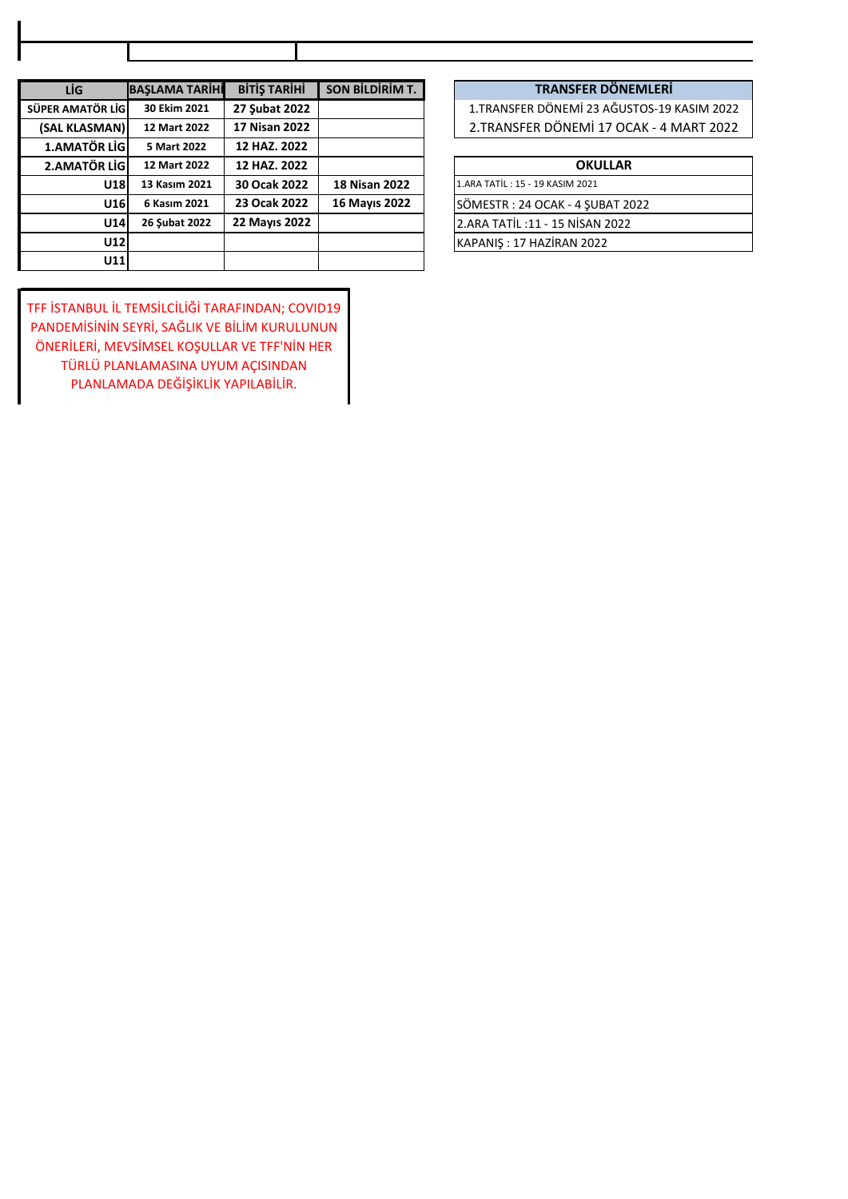| LİG | BAŞLAMA TARİHİ | BİTİŞ TARİHİ | SON BİLDİRİM T. |
|---|---|---|---|
| SÜPER AMATÖR LİG | 30 Ekim 2021 | 27 Şubat 2022 | |
| (SAL KLASMAN) | 12 Mart 2022 | 17 Nisan 2022 | |
| 1.AMATÖR LİG | 5 Mart 2022 | 12 HAZ. 2022 | |
| 2.AMATÖR LİG | 12 Mart 2022 | 12 HAZ. 2022 | |
| U18 | 13 Kasım 2021 | 30 Ocak 2022 | 18 Nisan 2022 |
| U16 | 6 Kasım 2021 | 23 Ocak 2022 | 16 Mayıs 2022 |
| U14 | 26 Şubat 2022 | 22 Mayıs 2022 | |
| U12 | | | |
| U11 | | | |

| TRANSFER DÖNEMLERİ |
|---|
| 1.TRANSFER DÖNEMİ 23 AĞUSTOS-19 KASIM 2022 |
| 2.TRANSFER DÖNEMİ 17 OCAK - 4 MART 2022 |

| OKULLAR |
|---|
| 1.ARA TATİL : 15 - 19 KASIM 2021 |
| SÖMESTR : 24 OCAK - 4 ŞUBAT 2022 |
| 2.ARA TATİL :11 - 15 NİSAN 2022 |
| KAPANIŞ : 17 HAZİRAN 2022 |

TFF İSTANBUL İL TEMSİLCİLİĞİ TARAFINDAN; COVID19 PANDEMİSİNİN SEYRİ, SAĞLIK VE BİLİM KURULUNUN ÖNERİLERİ, MEVSİMSEL KOŞULLAR VE TFF'NİN HER TÜRLÜ PLANLAMASINA UYUM AÇISINDAN PLANLAMADA DEĞİŞİKLİK YAPILABİLİR.